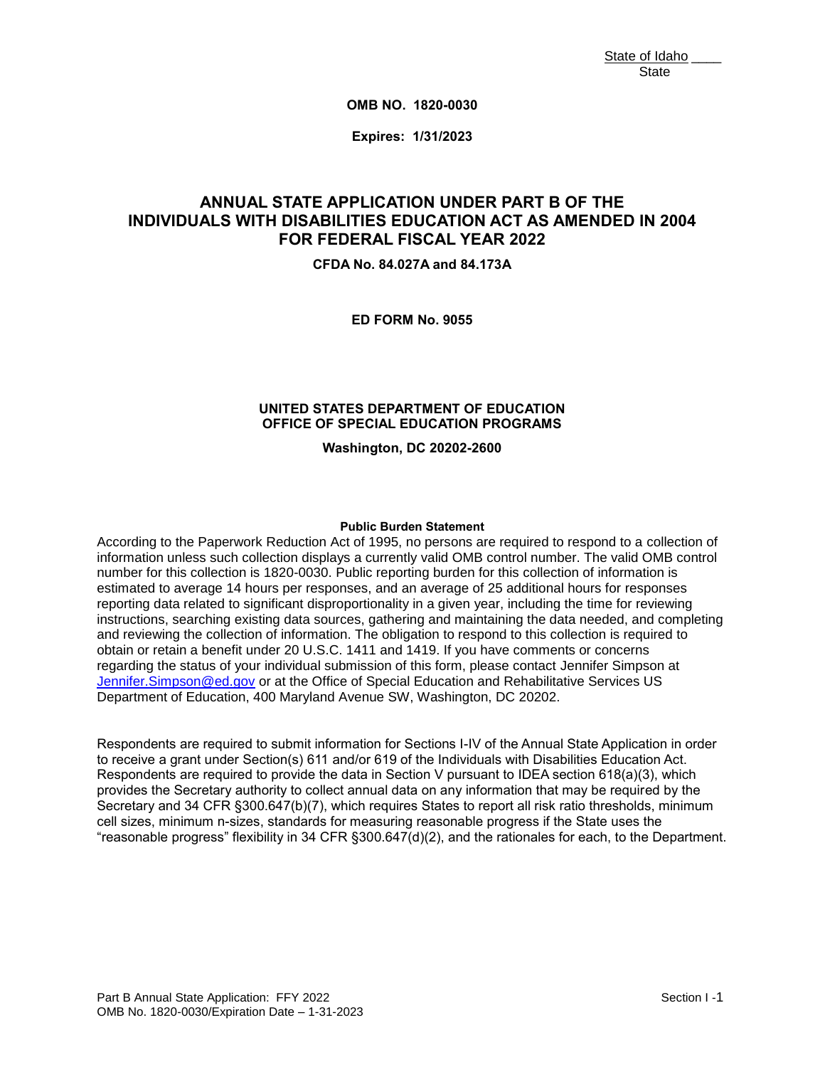State of Idaho \_\_\_\_
State

**OMB NO. 1820-0030**

**Expires: 1/31/2023**

# ANNUAL STATE APPLICATION UNDER PART B OF THE INDIVIDUALS WITH DISABILITIES EDUCATION ACT AS AMENDED IN 2004 FOR FEDERAL FISCAL YEAR 2022

**CFDA No. 84.027A and 84.173A**

**ED FORM No. 9055**

**UNITED STATES DEPARTMENT OF EDUCATION**
**OFFICE OF SPECIAL EDUCATION PROGRAMS**

**Washington, DC 20202-2600**

**Public Burden Statement**

According to the Paperwork Reduction Act of 1995, no persons are required to respond to a collection of information unless such collection displays a currently valid OMB control number. The valid OMB control number for this collection is 1820-0030. Public reporting burden for this collection of information is estimated to average 14 hours per responses, and an average of 25 additional hours for responses reporting data related to significant disproportionality in a given year, including the time for reviewing instructions, searching existing data sources, gathering and maintaining the data needed, and completing and reviewing the collection of information. The obligation to respond to this collection is required to obtain or retain a benefit under 20 U.S.C. 1411 and 1419. If you have comments or concerns regarding the status of your individual submission of this form, please contact Jennifer Simpson at Jennifer.Simpson@ed.gov or at the Office of Special Education and Rehabilitative Services US Department of Education, 400 Maryland Avenue SW, Washington, DC 20202.

Respondents are required to submit information for Sections I-IV of the Annual State Application in order to receive a grant under Section(s) 611 and/or 619 of the Individuals with Disabilities Education Act. Respondents are required to provide the data in Section V pursuant to IDEA section 618(a)(3), which provides the Secretary authority to collect annual data on any information that may be required by the Secretary and 34 CFR §300.647(b)(7), which requires States to report all risk ratio thresholds, minimum cell sizes, minimum n-sizes, standards for measuring reasonable progress if the State uses the "reasonable progress" flexibility in 34 CFR §300.647(d)(2), and the rationales for each, to the Department.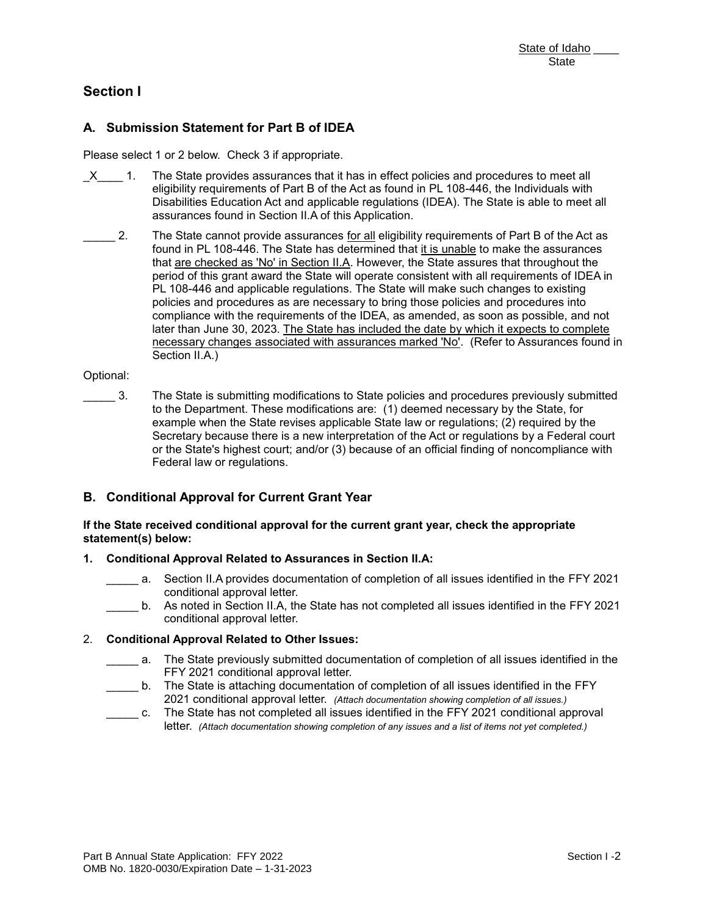State of Idaho ____
State

## Section I

### A. Submission Statement for Part B of IDEA

Please select 1 or 2 below. Check 3 if appropriate.

_X____ 1. The State provides assurances that it has in effect policies and procedures to meet all eligibility requirements of Part B of the Act as found in PL 108-446, the Individuals with Disabilities Education Act and applicable regulations (IDEA). The State is able to meet all assurances found in Section II.A of this Application.

_____ 2. The State cannot provide assurances for all eligibility requirements of Part B of the Act as found in PL 108-446. The State has determined that it is unable to make the assurances that are checked as 'No' in Section II.A. However, the State assures that throughout the period of this grant award the State will operate consistent with all requirements of IDEA in PL 108-446 and applicable regulations. The State will make such changes to existing policies and procedures as are necessary to bring those policies and procedures into compliance with the requirements of the IDEA, as amended, as soon as possible, and not later than June 30, 2023. The State has included the date by which it expects to complete necessary changes associated with assurances marked 'No'. (Refer to Assurances found in Section II.A.)

Optional:

_____ 3. The State is submitting modifications to State policies and procedures previously submitted to the Department. These modifications are: (1) deemed necessary by the State, for example when the State revises applicable State law or regulations; (2) required by the Secretary because there is a new interpretation of the Act or regulations by a Federal court or the State's highest court; and/or (3) because of an official finding of noncompliance with Federal law or regulations.

### B. Conditional Approval for Current Grant Year

**If the State received conditional approval for the current grant year, check the appropriate statement(s) below:**

**1. Conditional Approval Related to Assurances in Section II.A:**

_____ a. Section II.A provides documentation of completion of all issues identified in the FFY 2021 conditional approval letter.

_____ b. As noted in Section II.A, the State has not completed all issues identified in the FFY 2021 conditional approval letter.

2. **Conditional Approval Related to Other Issues:**

_____ a. The State previously submitted documentation of completion of all issues identified in the FFY 2021 conditional approval letter.

_____ b. The State is attaching documentation of completion of all issues identified in the FFY 2021 conditional approval letter. *(Attach documentation showing completion of all issues.)*

_____ c. The State has not completed all issues identified in the FFY 2021 conditional approval letter. *(Attach documentation showing completion of any issues and a list of items not yet completed.)*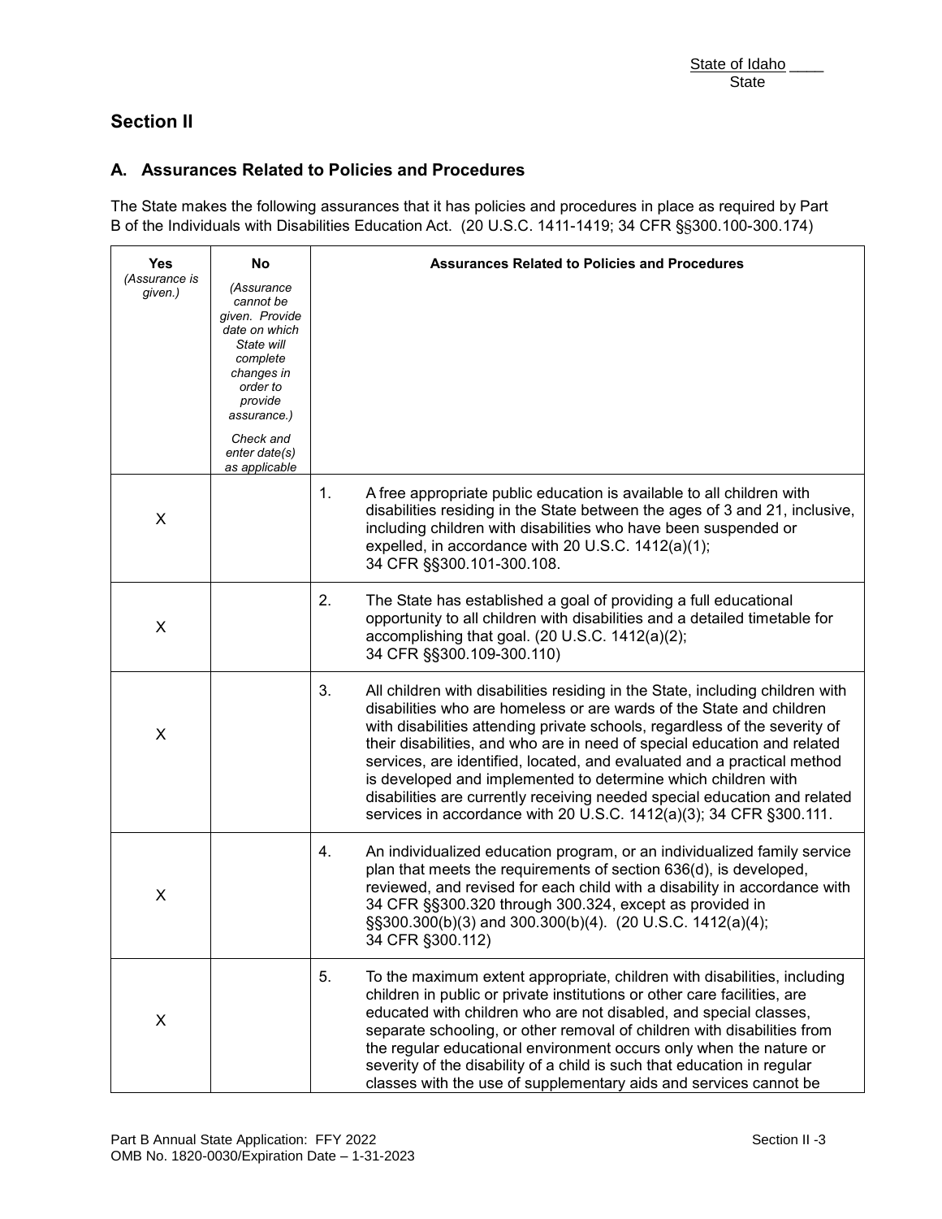State of Idaho ____
State

## Section II

### A. Assurances Related to Policies and Procedures

The State makes the following assurances that it has policies and procedures in place as required by Part B of the Individuals with Disabilities Education Act. (20 U.S.C. 1411-1419; 34 CFR §§300.100-300.174)

| Yes *(Assurance is given.)* | No *(Assurance cannot be given. Provide date on which State will complete changes in order to provide assurance.)* *Check and enter date(s) as applicable* | Assurances Related to Policies and Procedures |
|---|---|---|
| X | | 1. A free appropriate public education is available to all children with disabilities residing in the State between the ages of 3 and 21, inclusive, including children with disabilities who have been suspended or expelled, in accordance with 20 U.S.C. 1412(a)(1); 34 CFR §§300.101-300.108. |
| X | | 2. The State has established a goal of providing a full educational opportunity to all children with disabilities and a detailed timetable for accomplishing that goal. (20 U.S.C. 1412(a)(2); 34 CFR §§300.109-300.110) |
| X | | 3. All children with disabilities residing in the State, including children with disabilities who are homeless or are wards of the State and children with disabilities attending private schools, regardless of the severity of their disabilities, and who are in need of special education and related services, are identified, located, and evaluated and a practical method is developed and implemented to determine which children with disabilities are currently receiving needed special education and related services in accordance with 20 U.S.C. 1412(a)(3); 34 CFR §300.111. |
| X | | 4. An individualized education program, or an individualized family service plan that meets the requirements of section 636(d), is developed, reviewed, and revised for each child with a disability in accordance with 34 CFR §§300.320 through 300.324, except as provided in §§300.300(b)(3) and 300.300(b)(4). (20 U.S.C. 1412(a)(4); 34 CFR §300.112) |
| X | | 5. To the maximum extent appropriate, children with disabilities, including children in public or private institutions or other care facilities, are educated with children who are not disabled, and special classes, separate schooling, or other removal of children with disabilities from the regular educational environment occurs only when the nature or severity of the disability of a child is such that education in regular classes with the use of supplementary aids and services cannot be |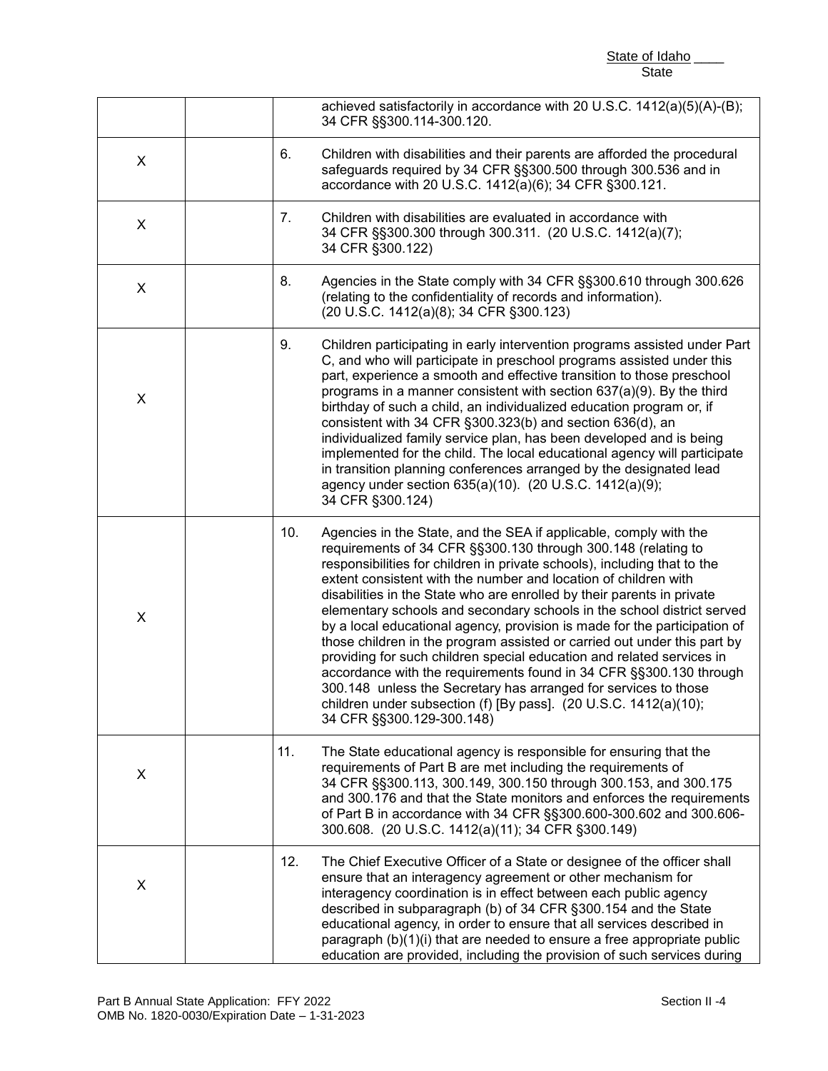State of Idaho ____
State

| | | | |
|---|---|---|---|
| | | | achieved satisfactorily in accordance with 20 U.S.C. 1412(a)(5)(A)-(B); 34 CFR §§300.114-300.120. |
| X | | 6. | Children with disabilities and their parents are afforded the procedural safeguards required by 34 CFR §§300.500 through 300.536 and in accordance with 20 U.S.C. 1412(a)(6); 34 CFR §300.121. |
| X | | 7. | Children with disabilities are evaluated in accordance with 34 CFR §§300.300 through 300.311. (20 U.S.C. 1412(a)(7); 34 CFR §300.122) |
| X | | 8. | Agencies in the State comply with 34 CFR §§300.610 through 300.626 (relating to the confidentiality of records and information). (20 U.S.C. 1412(a)(8); 34 CFR §300.123) |
| X | | 9. | Children participating in early intervention programs assisted under Part C, and who will participate in preschool programs assisted under this part, experience a smooth and effective transition to those preschool programs in a manner consistent with section 637(a)(9). By the third birthday of such a child, an individualized education program or, if consistent with 34 CFR §300.323(b) and section 636(d), an individualized family service plan, has been developed and is being implemented for the child. The local educational agency will participate in transition planning conferences arranged by the designated lead agency under section 635(a)(10). (20 U.S.C. 1412(a)(9); 34 CFR §300.124) |
| X | | 10. | Agencies in the State, and the SEA if applicable, comply with the requirements of 34 CFR §§300.130 through 300.148 (relating to responsibilities for children in private schools), including that to the extent consistent with the number and location of children with disabilities in the State who are enrolled by their parents in private elementary schools and secondary schools in the school district served by a local educational agency, provision is made for the participation of those children in the program assisted or carried out under this part by providing for such children special education and related services in accordance with the requirements found in 34 CFR §§300.130 through 300.148 unless the Secretary has arranged for services to those children under subsection (f) [By pass]. (20 U.S.C. 1412(a)(10); 34 CFR §§300.129-300.148) |
| X | | 11. | The State educational agency is responsible for ensuring that the requirements of Part B are met including the requirements of 34 CFR §§300.113, 300.149, 300.150 through 300.153, and 300.175 and 300.176 and that the State monitors and enforces the requirements of Part B in accordance with 34 CFR §§300.600-300.602 and 300.606-300.608. (20 U.S.C. 1412(a)(11); 34 CFR §300.149) |
| X | | 12. | The Chief Executive Officer of a State or designee of the officer shall ensure that an interagency agreement or other mechanism for interagency coordination is in effect between each public agency described in subparagraph (b) of 34 CFR §300.154 and the State educational agency, in order to ensure that all services described in paragraph (b)(1)(i) that are needed to ensure a free appropriate public education are provided, including the provision of such services during |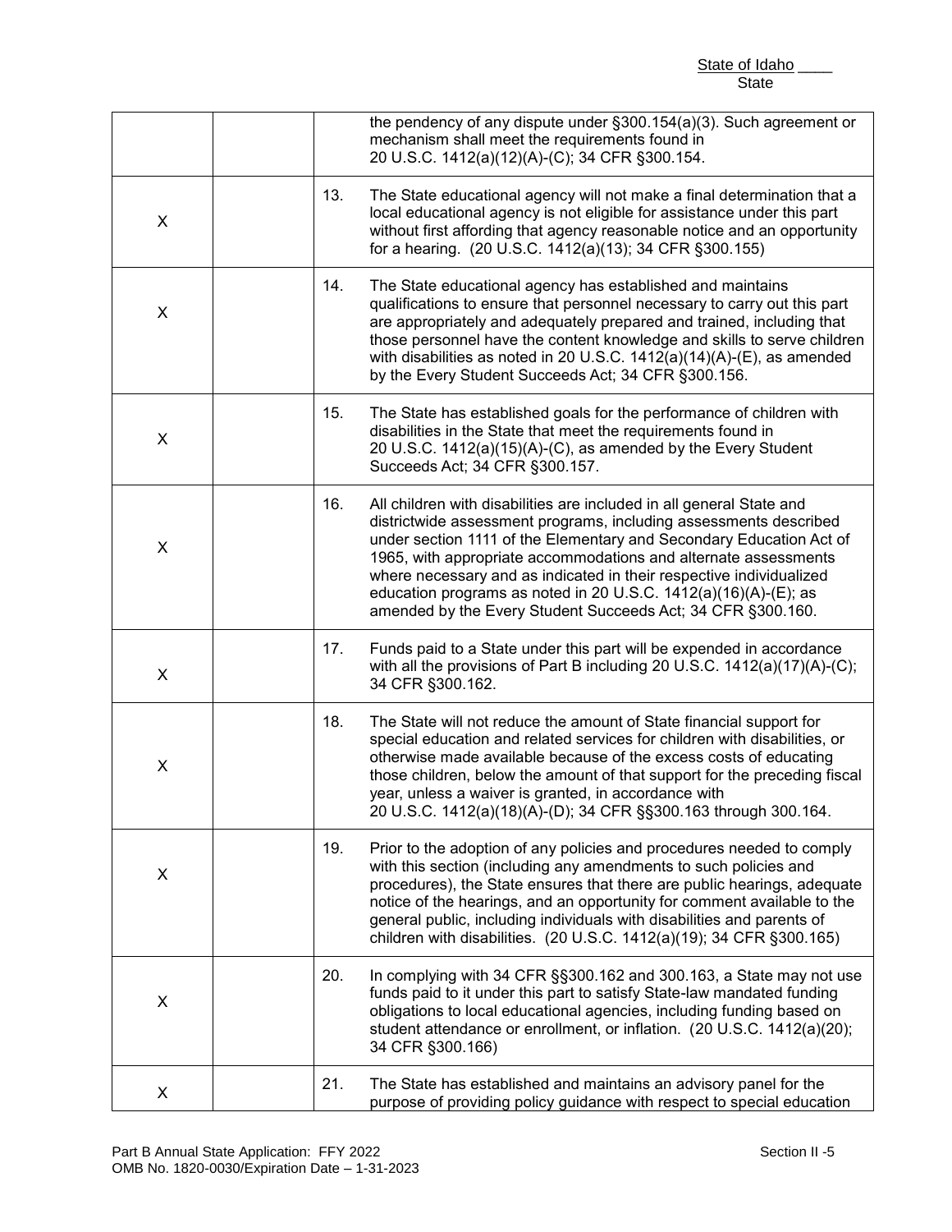State of Idaho ____
State

| | | | |
|---|---|---|---|
| | | | the pendency of any dispute under §300.154(a)(3). Such agreement or mechanism shall meet the requirements found in 20 U.S.C. 1412(a)(12)(A)-(C); 34 CFR §300.154. |
| X | | 13. | The State educational agency will not make a final determination that a local educational agency is not eligible for assistance under this part without first affording that agency reasonable notice and an opportunity for a hearing. (20 U.S.C. 1412(a)(13); 34 CFR §300.155) |
| X | | 14. | The State educational agency has established and maintains qualifications to ensure that personnel necessary to carry out this part are appropriately and adequately prepared and trained, including that those personnel have the content knowledge and skills to serve children with disabilities as noted in 20 U.S.C. 1412(a)(14)(A)-(E), as amended by the Every Student Succeeds Act; 34 CFR §300.156. |
| X | | 15. | The State has established goals for the performance of children with disabilities in the State that meet the requirements found in 20 U.S.C. 1412(a)(15)(A)-(C), as amended by the Every Student Succeeds Act; 34 CFR §300.157. |
| X | | 16. | All children with disabilities are included in all general State and districtwide assessment programs, including assessments described under section 1111 of the Elementary and Secondary Education Act of 1965, with appropriate accommodations and alternate assessments where necessary and as indicated in their respective individualized education programs as noted in 20 U.S.C. 1412(a)(16)(A)-(E); as amended by the Every Student Succeeds Act; 34 CFR §300.160. |
| X | | 17. | Funds paid to a State under this part will be expended in accordance with all the provisions of Part B including 20 U.S.C. 1412(a)(17)(A)-(C); 34 CFR §300.162. |
| X | | 18. | The State will not reduce the amount of State financial support for special education and related services for children with disabilities, or otherwise made available because of the excess costs of educating those children, below the amount of that support for the preceding fiscal year, unless a waiver is granted, in accordance with 20 U.S.C. 1412(a)(18)(A)-(D); 34 CFR §§300.163 through 300.164. |
| X | | 19. | Prior to the adoption of any policies and procedures needed to comply with this section (including any amendments to such policies and procedures), the State ensures that there are public hearings, adequate notice of the hearings, and an opportunity for comment available to the general public, including individuals with disabilities and parents of children with disabilities. (20 U.S.C. 1412(a)(19); 34 CFR §300.165) |
| X | | 20. | In complying with 34 CFR §§300.162 and 300.163, a State may not use funds paid to it under this part to satisfy State-law mandated funding obligations to local educational agencies, including funding based on student attendance or enrollment, or inflation. (20 U.S.C. 1412(a)(20); 34 CFR §300.166) |
| X | | 21. | The State has established and maintains an advisory panel for the purpose of providing policy guidance with respect to special education |

Part B Annual State Application: FFY 2022
OMB No. 1820-0030/Expiration Date – 1-31-2023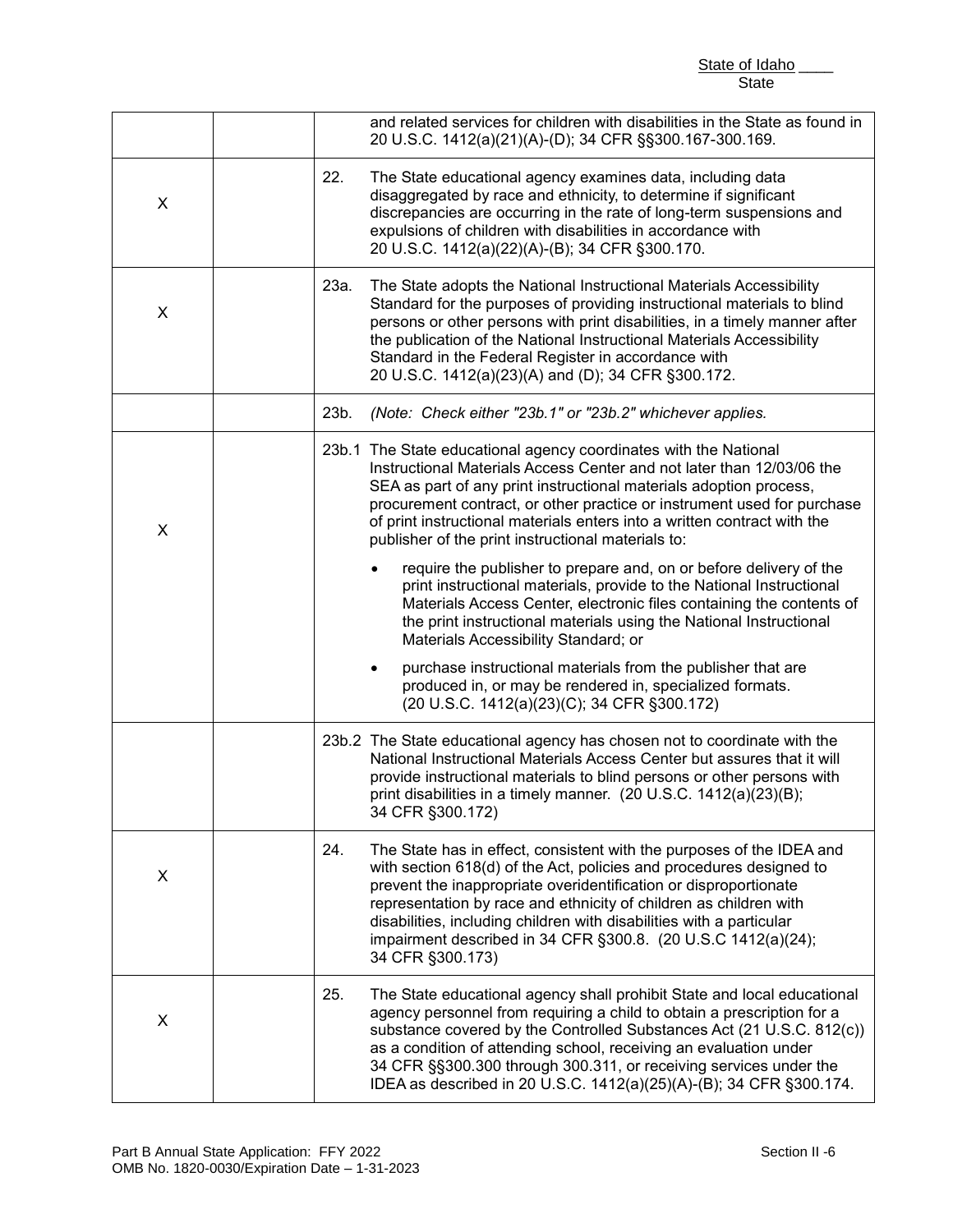| | | |
|---|---|---|
| | | and related services for children with disabilities in the State as found in 20 U.S.C. 1412(a)(21)(A)-(D); 34 CFR §§300.167-300.169. |
| X | | 22. The State educational agency examines data, including data disaggregated by race and ethnicity, to determine if significant discrepancies are occurring in the rate of long-term suspensions and expulsions of children with disabilities in accordance with 20 U.S.C. 1412(a)(22)(A)-(B); 34 CFR §300.170. |
| X | | 23a. The State adopts the National Instructional Materials Accessibility Standard for the purposes of providing instructional materials to blind persons or other persons with print disabilities, in a timely manner after the publication of the National Instructional Materials Accessibility Standard in the Federal Register in accordance with 20 U.S.C. 1412(a)(23)(A) and (D); 34 CFR §300.172. |
| | | 23b. *(Note: Check either "23b.1" or "23b.2" whichever applies.* |
| X | | 23b.1 The State educational agency coordinates with the National Instructional Materials Access Center and not later than 12/03/06 the SEA as part of any print instructional materials adoption process, procurement contract, or other practice or instrument used for purchase of print instructional materials enters into a written contract with the publisher of the print instructional materials to:<br>• require the publisher to prepare and, on or before delivery of the print instructional materials, provide to the National Instructional Materials Access Center, electronic files containing the contents of the print instructional materials using the National Instructional Materials Accessibility Standard; or<br>• purchase instructional materials from the publisher that are produced in, or may be rendered in, specialized formats. (20 U.S.C. 1412(a)(23)(C); 34 CFR §300.172) |
| | | 23b.2 The State educational agency has chosen not to coordinate with the National Instructional Materials Access Center but assures that it will provide instructional materials to blind persons or other persons with print disabilities in a timely manner. (20 U.S.C. 1412(a)(23)(B); 34 CFR §300.172) |
| X | | 24. The State has in effect, consistent with the purposes of the IDEA and with section 618(d) of the Act, policies and procedures designed to prevent the inappropriate overidentification or disproportionate representation by race and ethnicity of children as children with disabilities, including children with disabilities with a particular impairment described in 34 CFR §300.8. (20 U.S.C 1412(a)(24); 34 CFR §300.173) |
| X | | 25. The State educational agency shall prohibit State and local educational agency personnel from requiring a child to obtain a prescription for a substance covered by the Controlled Substances Act (21 U.S.C. 812(c)) as a condition of attending school, receiving an evaluation under 34 CFR §§300.300 through 300.311, or receiving services under the IDEA as described in 20 U.S.C. 1412(a)(25)(A)-(B); 34 CFR §300.174. |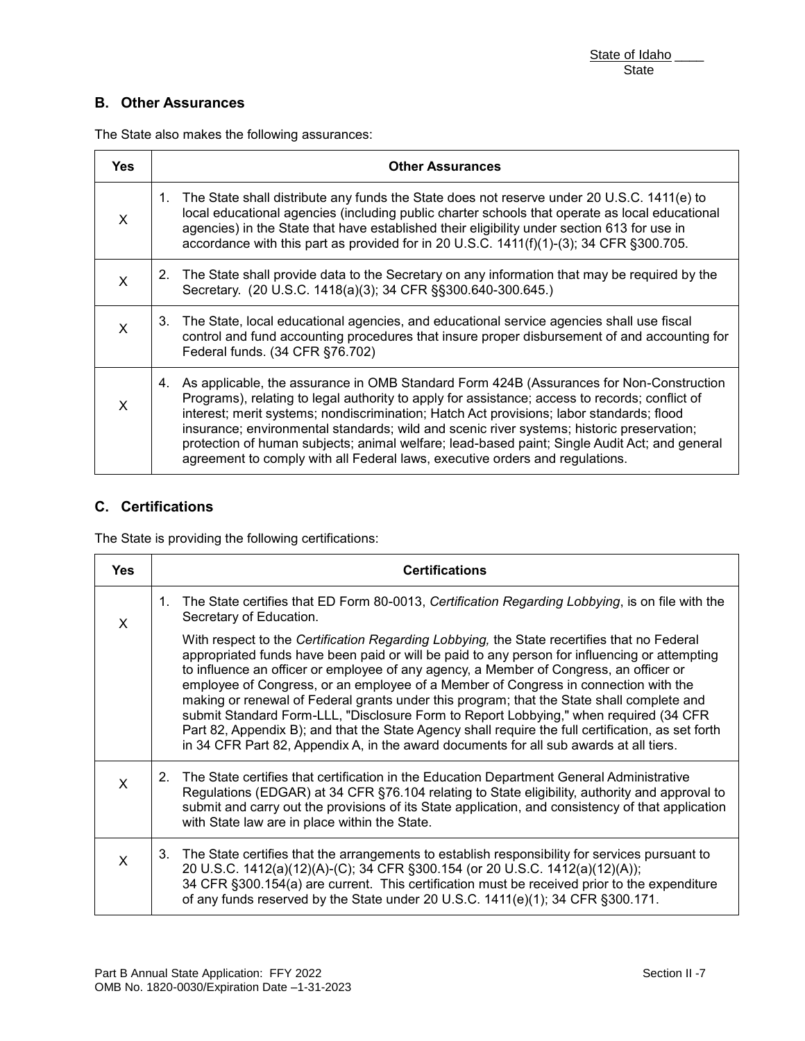State of Idaho ____
State

## B. Other Assurances

The State also makes the following assurances:

| Yes | Other Assurances |
|---|---|
| X | 1. The State shall distribute any funds the State does not reserve under 20 U.S.C. 1411(e) to local educational agencies (including public charter schools that operate as local educational agencies) in the State that have established their eligibility under section 613 for use in accordance with this part as provided for in 20 U.S.C. 1411(f)(1)-(3); 34 CFR §300.705. |
| X | 2. The State shall provide data to the Secretary on any information that may be required by the Secretary. (20 U.S.C. 1418(a)(3); 34 CFR §§300.640-300.645.) |
| X | 3. The State, local educational agencies, and educational service agencies shall use fiscal control and fund accounting procedures that insure proper disbursement of and accounting for Federal funds. (34 CFR §76.702) |
| X | 4. As applicable, the assurance in OMB Standard Form 424B (Assurances for Non-Construction Programs), relating to legal authority to apply for assistance; access to records; conflict of interest; merit systems; nondiscrimination; Hatch Act provisions; labor standards; flood insurance; environmental standards; wild and scenic river systems; historic preservation; protection of human subjects; animal welfare; lead-based paint; Single Audit Act; and general agreement to comply with all Federal laws, executive orders and regulations. |

## C. Certifications

The State is providing the following certifications:

| Yes | Certifications |
|---|---|
| X | 1. The State certifies that ED Form 80-0013, *Certification Regarding Lobbying*, is on file with the Secretary of Education. <br><br> With respect to the *Certification Regarding Lobbying,* the State recertifies that no Federal appropriated funds have been paid or will be paid to any person for influencing or attempting to influence an officer or employee of any agency, a Member of Congress, an officer or employee of Congress, or an employee of a Member of Congress in connection with the making or renewal of Federal grants under this program; that the State shall complete and submit Standard Form-LLL, "Disclosure Form to Report Lobbying," when required (34 CFR Part 82, Appendix B); and that the State Agency shall require the full certification, as set forth in 34 CFR Part 82, Appendix A, in the award documents for all sub awards at all tiers. |
| X | 2. The State certifies that certification in the Education Department General Administrative Regulations (EDGAR) at 34 CFR §76.104 relating to State eligibility, authority and approval to submit and carry out the provisions of its State application, and consistency of that application with State law are in place within the State. |
| X | 3. The State certifies that the arrangements to establish responsibility for services pursuant to 20 U.S.C. 1412(a)(12)(A)-(C); 34 CFR §300.154 (or 20 U.S.C. 1412(a)(12)(A)); 34 CFR §300.154(a) are current. This certification must be received prior to the expenditure of any funds reserved by the State under 20 U.S.C. 1411(e)(1); 34 CFR §300.171. |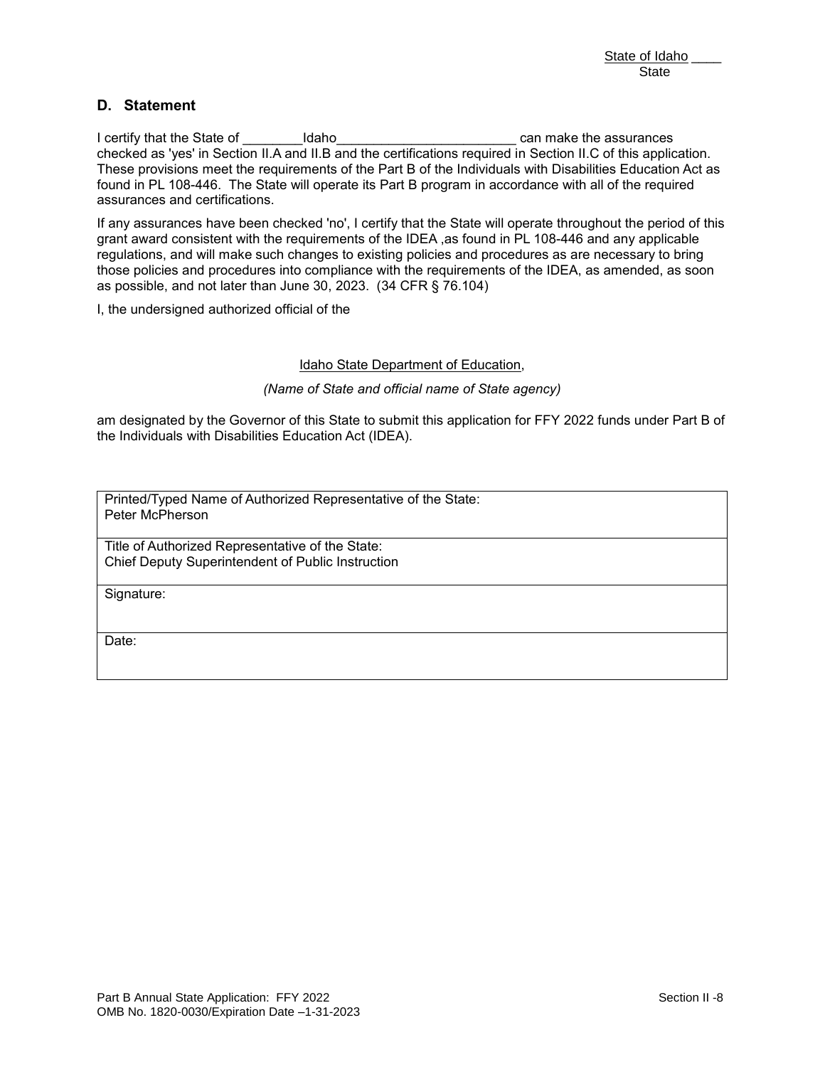State of Idaho ____
State

## D. Statement

I certify that the State of ________Idaho________________________ can make the assurances checked as 'yes' in Section II.A and II.B and the certifications required in Section II.C of this application. These provisions meet the requirements of the Part B of the Individuals with Disabilities Education Act as found in PL 108-446. The State will operate its Part B program in accordance with all of the required assurances and certifications.

If any assurances have been checked 'no', I certify that the State will operate throughout the period of this grant award consistent with the requirements of the IDEA ,as found in PL 108-446 and any applicable regulations, and will make such changes to existing policies and procedures as are necessary to bring those policies and procedures into compliance with the requirements of the IDEA, as amended, as soon as possible, and not later than June 30, 2023. (34 CFR § 76.104)

I, the undersigned authorized official of the

Idaho State Department of Education,

*(Name of State and official name of State agency)*

am designated by the Governor of this State to submit this application for FFY 2022 funds under Part B of the Individuals with Disabilities Education Act (IDEA).

| Printed/Typed Name of Authorized Representative of the State: Peter McPherson |
|---|
| Title of Authorized Representative of the State: Chief Deputy Superintendent of Public Instruction |
| Signature: |
| Date: |

Part B Annual State Application: FFY 2022
OMB No. 1820-0030/Expiration Date –1-31-2023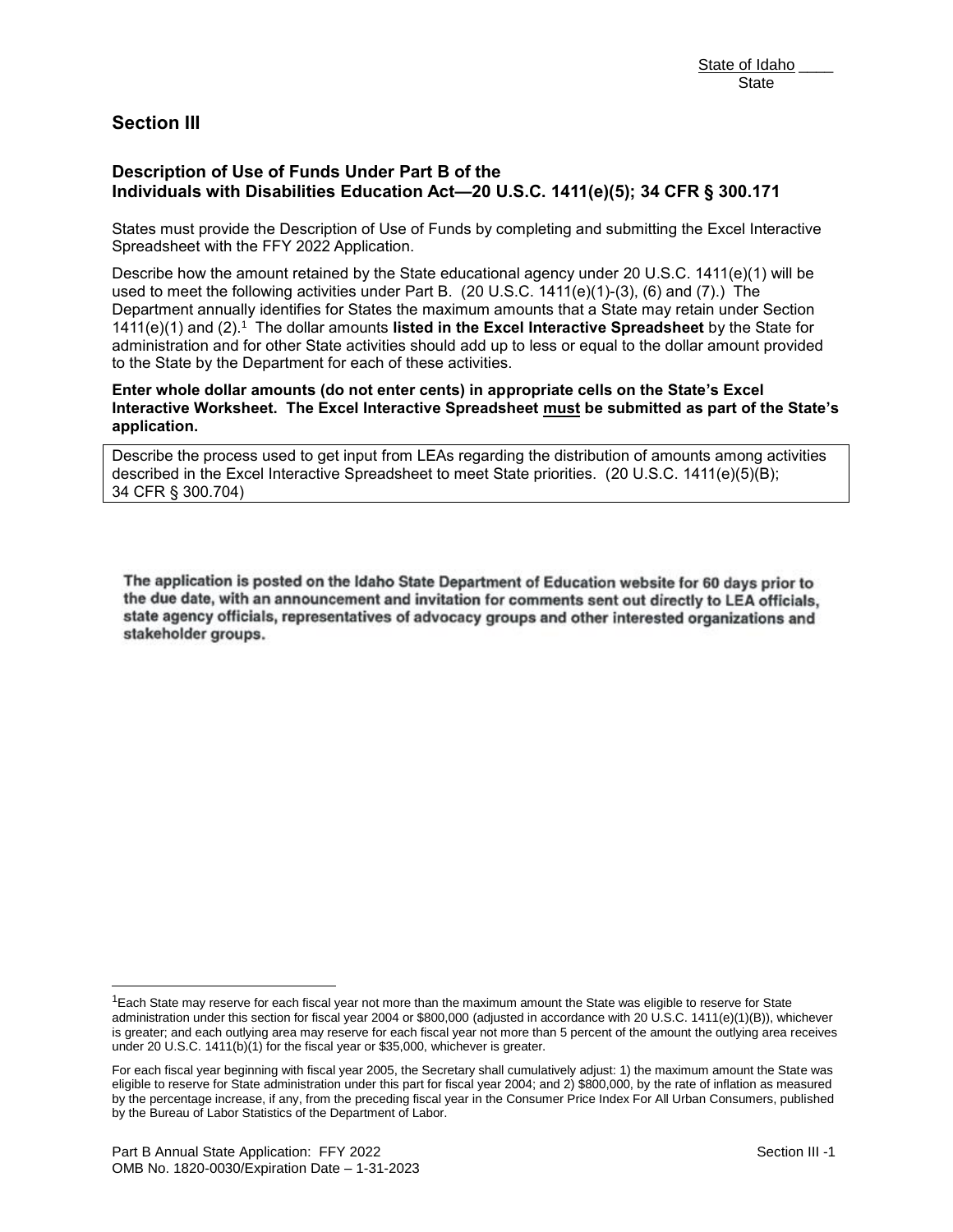State of Idaho ____
State

## Section III

### Description of Use of Funds Under Part B of the Individuals with Disabilities Education Act—20 U.S.C. 1411(e)(5); 34 CFR § 300.171

States must provide the Description of Use of Funds by completing and submitting the Excel Interactive Spreadsheet with the FFY 2022 Application.

Describe how the amount retained by the State educational agency under 20 U.S.C. 1411(e)(1) will be used to meet the following activities under Part B. (20 U.S.C. 1411(e)(1)-(3), (6) and (7).) The Department annually identifies for States the maximum amounts that a State may retain under Section 1411(e)(1) and (2).[1] The dollar amounts **listed in the Excel Interactive Spreadsheet** by the State for administration and for other State activities should add up to less or equal to the dollar amount provided to the State by the Department for each of these activities.

**Enter whole dollar amounts (do not enter cents) in appropriate cells on the State's Excel Interactive Worksheet. The Excel Interactive Spreadsheet must be submitted as part of the State's application.**

Describe the process used to get input from LEAs regarding the distribution of amounts among activities described in the Excel Interactive Spreadsheet to meet State priorities. (20 U.S.C. 1411(e)(5)(B); 34 CFR § 300.704)

**The application is posted on the Idaho State Department of Education website for 60 days prior to the due date, with an announcement and invitation for comments sent out directly to LEA officials, state agency officials, representatives of advocacy groups and other interested organizations and stakeholder groups.**

---

[1]Each State may reserve for each fiscal year not more than the maximum amount the State was eligible to reserve for State administration under this section for fiscal year 2004 or $800,000 (adjusted in accordance with 20 U.S.C. 1411(e)(1)(B)), whichever is greater; and each outlying area may reserve for each fiscal year not more than 5 percent of the amount the outlying area receives under 20 U.S.C. 1411(b)(1) for the fiscal year or $35,000, whichever is greater.

For each fiscal year beginning with fiscal year 2005, the Secretary shall cumulatively adjust: 1) the maximum amount the State was eligible to reserve for State administration under this part for fiscal year 2004; and 2) $800,000, by the rate of inflation as measured by the percentage increase, if any, from the preceding fiscal year in the Consumer Price Index For All Urban Consumers, published by the Bureau of Labor Statistics of the Department of Labor.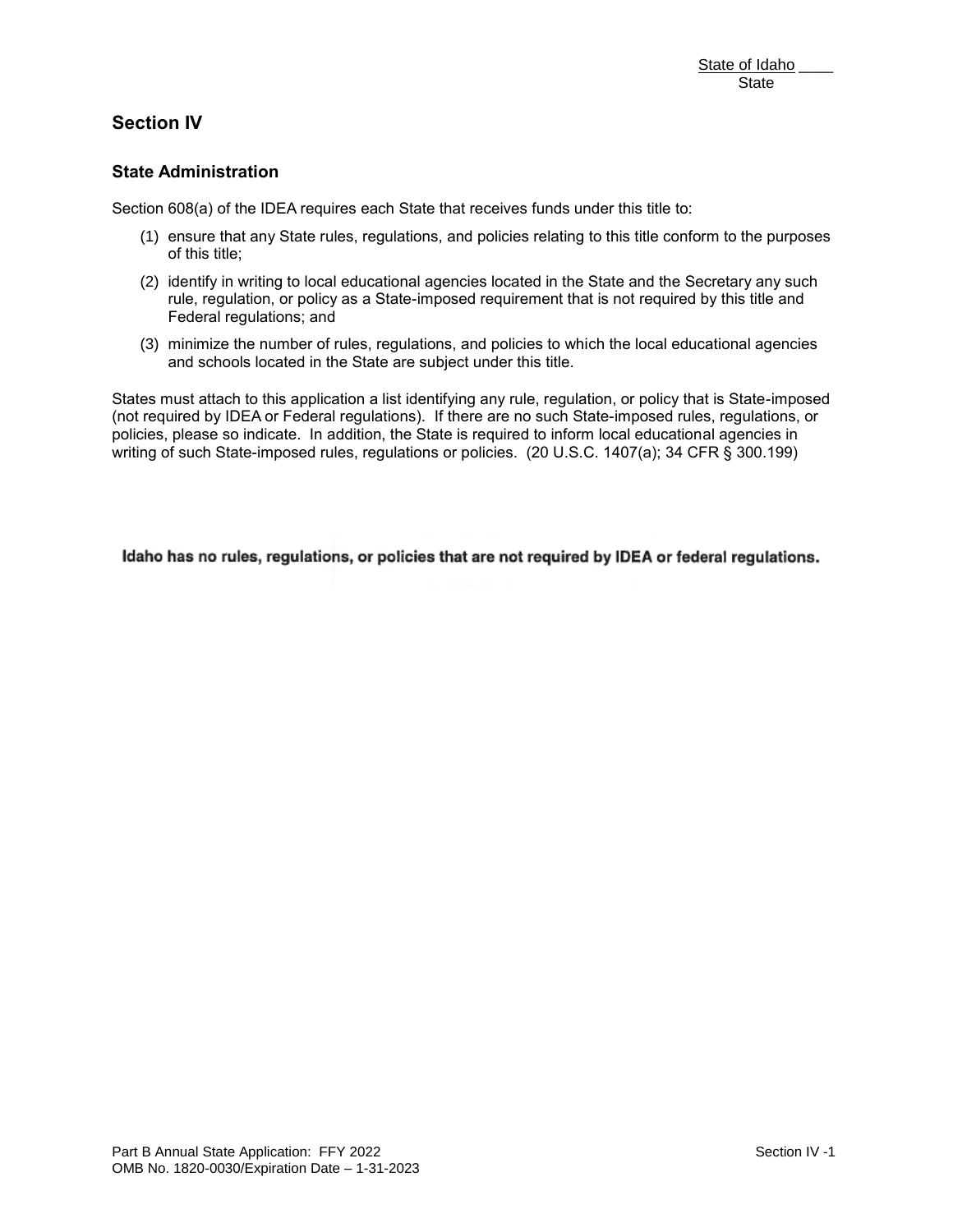State of Idaho ____
State

## Section IV

### State Administration

Section 608(a) of the IDEA requires each State that receives funds under this title to:

(1) ensure that any State rules, regulations, and policies relating to this title conform to the purposes of this title;

(2) identify in writing to local educational agencies located in the State and the Secretary any such rule, regulation, or policy as a State-imposed requirement that is not required by this title and Federal regulations; and

(3) minimize the number of rules, regulations, and policies to which the local educational agencies and schools located in the State are subject under this title.

States must attach to this application a list identifying any rule, regulation, or policy that is State-imposed (not required by IDEA or Federal regulations). If there are no such State-imposed rules, regulations, or policies, please so indicate. In addition, the State is required to inform local educational agencies in writing of such State-imposed rules, regulations or policies. (20 U.S.C. 1407(a); 34 CFR § 300.199)

**Idaho has no rules, regulations, or policies that are not required by IDEA or federal regulations.**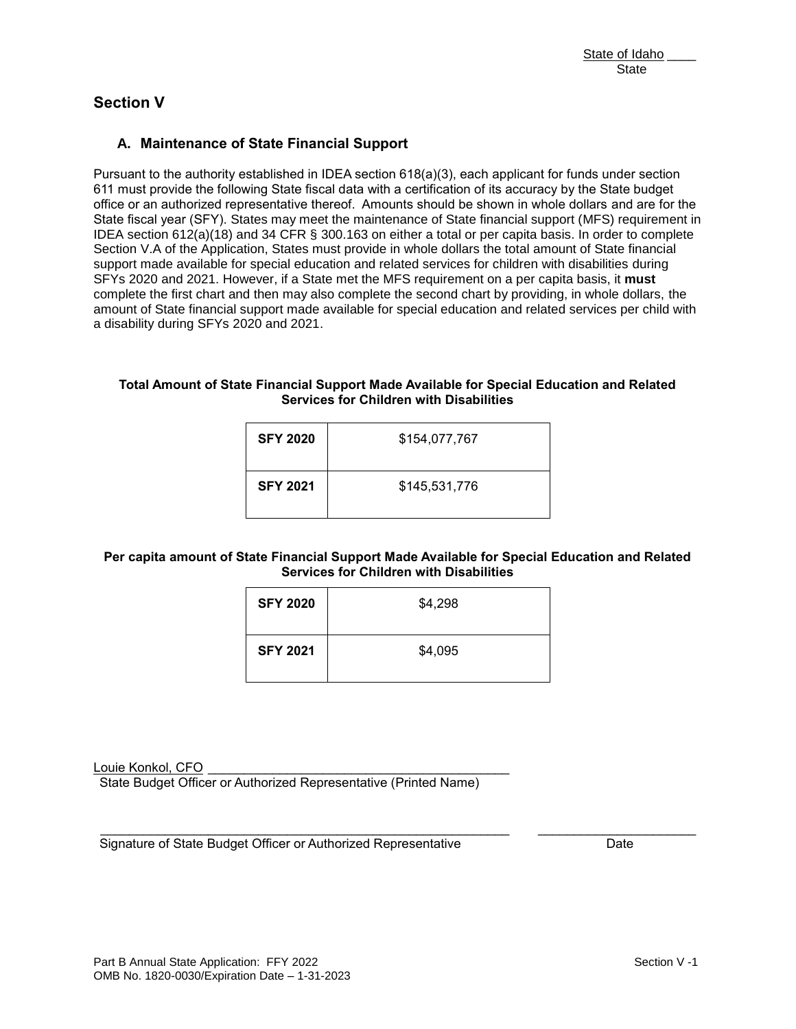State of Idaho ____
State

## Section V

### A. Maintenance of State Financial Support

Pursuant to the authority established in IDEA section 618(a)(3), each applicant for funds under section 611 must provide the following State fiscal data with a certification of its accuracy by the State budget office or an authorized representative thereof. Amounts should be shown in whole dollars and are for the State fiscal year (SFY). States may meet the maintenance of State financial support (MFS) requirement in IDEA section 612(a)(18) and 34 CFR § 300.163 on either a total or per capita basis. In order to complete Section V.A of the Application, States must provide in whole dollars the total amount of State financial support made available for special education and related services for children with disabilities during SFYs 2020 and 2021. However, if a State met the MFS requirement on a per capita basis, it **must** complete the first chart and then may also complete the second chart by providing, in whole dollars, the amount of State financial support made available for special education and related services per child with a disability during SFYs 2020 and 2021.

**Total Amount of State Financial Support Made Available for Special Education and Related Services for Children with Disabilities**

| | |
|---|---|
| **SFY 2020** | $154,077,767 |
| **SFY 2021** | $145,531,776 |

**Per capita amount of State Financial Support Made Available for Special Education and Related Services for Children with Disabilities**

| | |
|---|---|
| **SFY 2020** | $4,298 |
| **SFY 2021** | $4,095 |

Louie Konkol, CFO ____________________________________________
State Budget Officer or Authorized Representative (Printed Name)

____________________________________________________________ ______________________
Signature of State Budget Officer or Authorized Representative Date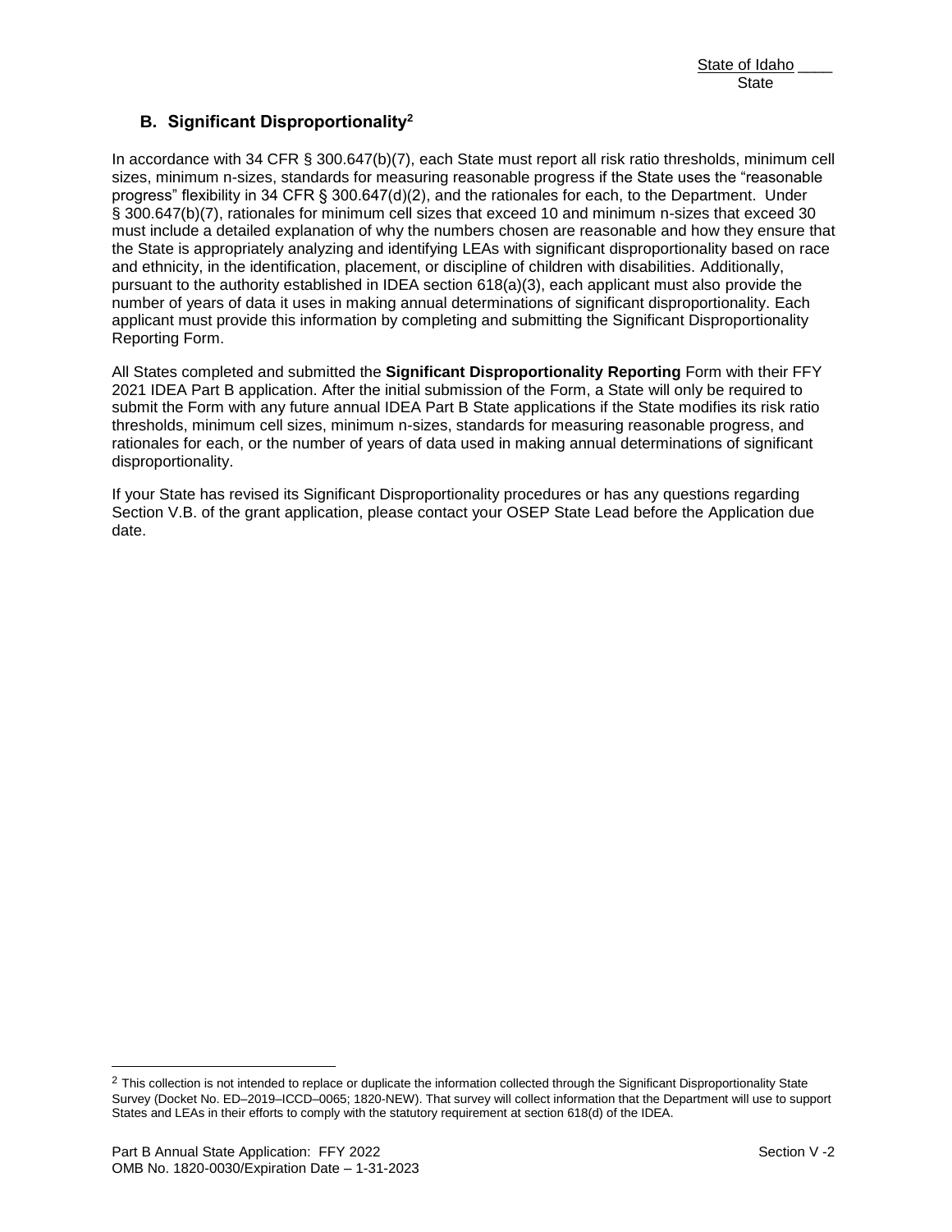State of Idaho ____
State

## B. Significant Disproportionality[2]

In accordance with 34 CFR § 300.647(b)(7), each State must report all risk ratio thresholds, minimum cell sizes, minimum n-sizes, standards for measuring reasonable progress if the State uses the "reasonable progress" flexibility in 34 CFR § 300.647(d)(2), and the rationales for each, to the Department. Under § 300.647(b)(7), rationales for minimum cell sizes that exceed 10 and minimum n-sizes that exceed 30 must include a detailed explanation of why the numbers chosen are reasonable and how they ensure that the State is appropriately analyzing and identifying LEAs with significant disproportionality based on race and ethnicity, in the identification, placement, or discipline of children with disabilities. Additionally, pursuant to the authority established in IDEA section 618(a)(3), each applicant must also provide the number of years of data it uses in making annual determinations of significant disproportionality. Each applicant must provide this information by completing and submitting the Significant Disproportionality Reporting Form.

All States completed and submitted the **Significant Disproportionality Reporting** Form with their FFY 2021 IDEA Part B application. After the initial submission of the Form, a State will only be required to submit the Form with any future annual IDEA Part B State applications if the State modifies its risk ratio thresholds, minimum cell sizes, minimum n-sizes, standards for measuring reasonable progress, and rationales for each, or the number of years of data used in making annual determinations of significant disproportionality.

If your State has revised its Significant Disproportionality procedures or has any questions regarding Section V.B. of the grant application, please contact your OSEP State Lead before the Application due date.

[2] This collection is not intended to replace or duplicate the information collected through the Significant Disproportionality State Survey (Docket No. ED–2019–ICCD–0065; 1820-NEW). That survey will collect information that the Department will use to support States and LEAs in their efforts to comply with the statutory requirement at section 618(d) of the IDEA.